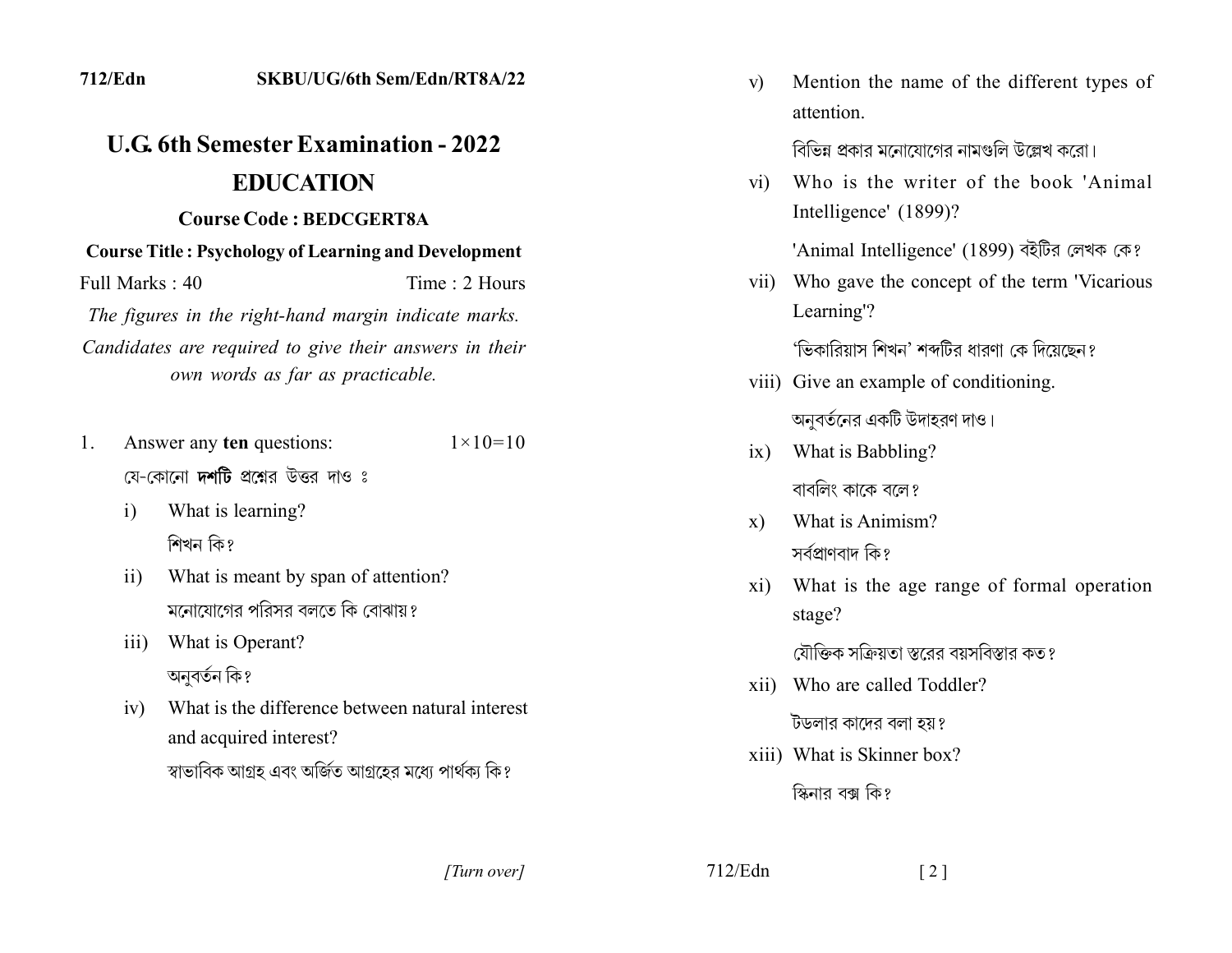712/Edn SKBU/UG/6th Sem/Edn/RT8A/22

# U.G. 6th Semester Examination - 2022

## EDUCATION

### Course Code : BEDCGERT8A

**Course Title : Psychology of Learning and Development**

Full Marks : 40 Time : 2 Hours

*The figures in the right-hand margin indicate marks.*

*Candidates are required to give their answers in their own words as far as practicable.*

1. Answer any **ten** questions: 1×10=10

   যে-কোনো **দশটি** প্রশ্নের উত্তর দাও ঃ

   i) What is learning?

   শিখন কি?

   ii) What is meant by span of attention?

   মনোযোগের পরিসর বলতে কি বোঝায়?

   iii) What is Operant?

   অনুবর্তন কি?

   iv) What is the difference between natural interest and acquired interest?

   স্বাভাবিক আগ্রহ এবং অর্জিত আগ্রহের মধ্যে পার্থক্য কি?

   v) Mention the name of the different types of attention.

   বিভিন্ন প্রকার মনোযোগের নামগুলি উল্লেখ করো।

   vi) Who is the writer of the book 'Animal Intelligence' (1899)?

   'Animal Intelligence' (1899) বইটির লেখক কে?

   vii) Who gave the concept of the term 'Vicarious Learning'?

   'ভিকারিয়াস শিখন' শব্দটির ধারণা কে দিয়েছেন?

   viii) Give an example of conditioning.

   অনুবর্তনের একটি উদাহরণ দাও।

   ix) What is Babbling?

   বাবলিং কাকে বলে?

   x) What is Animism?

   সর্বপ্রাণবাদ কি?

   xi) What is the age range of formal operation stage?

   যৌক্তিক সক্রিয়তা স্তরের বয়সবিস্তার কত?

   xii) Who are called Toddler?

   টডলার কাদের বলা হয়?

   xiii) What is Skinner box?

   স্কিনার বক্স কি?

[Turn over]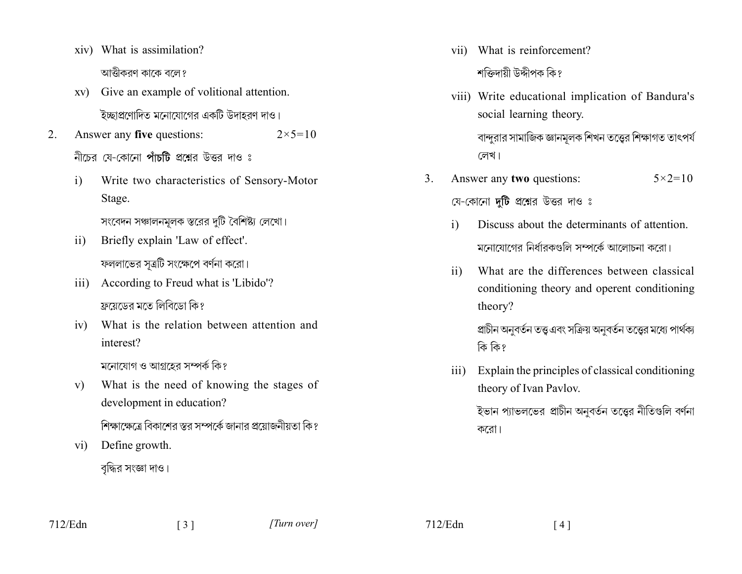xiv) What is assimilation?

আত্তীকরণ কাকে বলে?

xv) Give an example of volitional attention.

ইচ্ছাপ্রণোদিত মনোযোগের একটি উদাহরণ দাও।

2. Answer any **five** questions: $2\times5=10$

নীচের যে-কোনো **পাঁচটি** প্রশ্নের উত্তর দাও ঃ

i) Write two characteristics of Sensory-Motor Stage.

সংবেদন সঞ্চালনমূলক স্তরের দুটি বৈশিষ্ট্য লেখো।

ii) Briefly explain 'Law of effect'.

ফললাভের সূত্রটি সংক্ষেপে বর্ণনা করো।

iii) According to Freud what is 'Libido'?

ফ্রয়েডের মতে লিবিডো কি?

iv) What is the relation between attention and interest?

মনোযোগ ও আগ্রহের সম্পর্ক কি?

v) What is the need of knowing the stages of development in education?

শিক্ষাক্ষেত্রে বিকাশের স্তর সম্পর্কে জানার প্রয়োজনীয়তা কি?

vi) Define growth.

বৃদ্ধির সংজ্ঞা দাও।

vii) What is reinforcement?

শক্তিদায়ী উদ্দীপক কি?

viii) Write educational implication of Bandura's social learning theory.

বান্দুরার সামাজিক জ্ঞানমূলক শিখন তত্ত্বের শিক্ষাগত তাৎপর্য লেখ।

3. Answer any **two** questions: $5\times2=10$

যে-কোনো **দুটি** প্রশ্নের উত্তর দাও ঃ

i) Discuss about the determinants of attention.

মনোযোগের নির্ধারকগুলি সম্পর্কে আলোচনা করো।

ii) What are the differences between classical conditioning theory and operent conditioning theory?

প্রাচীন অনুবর্তন তত্ত্ব এবং সক্রিয় অনুবর্তন তত্ত্বের মধ্যে পার্থক্য কি কি?

iii) Explain the principles of classical conditioning theory of Ivan Pavlov.

ইভান প্যাভলভের প্রাচীন অনুবর্তন তত্ত্বের নীতিগুলি বর্ণনা করো।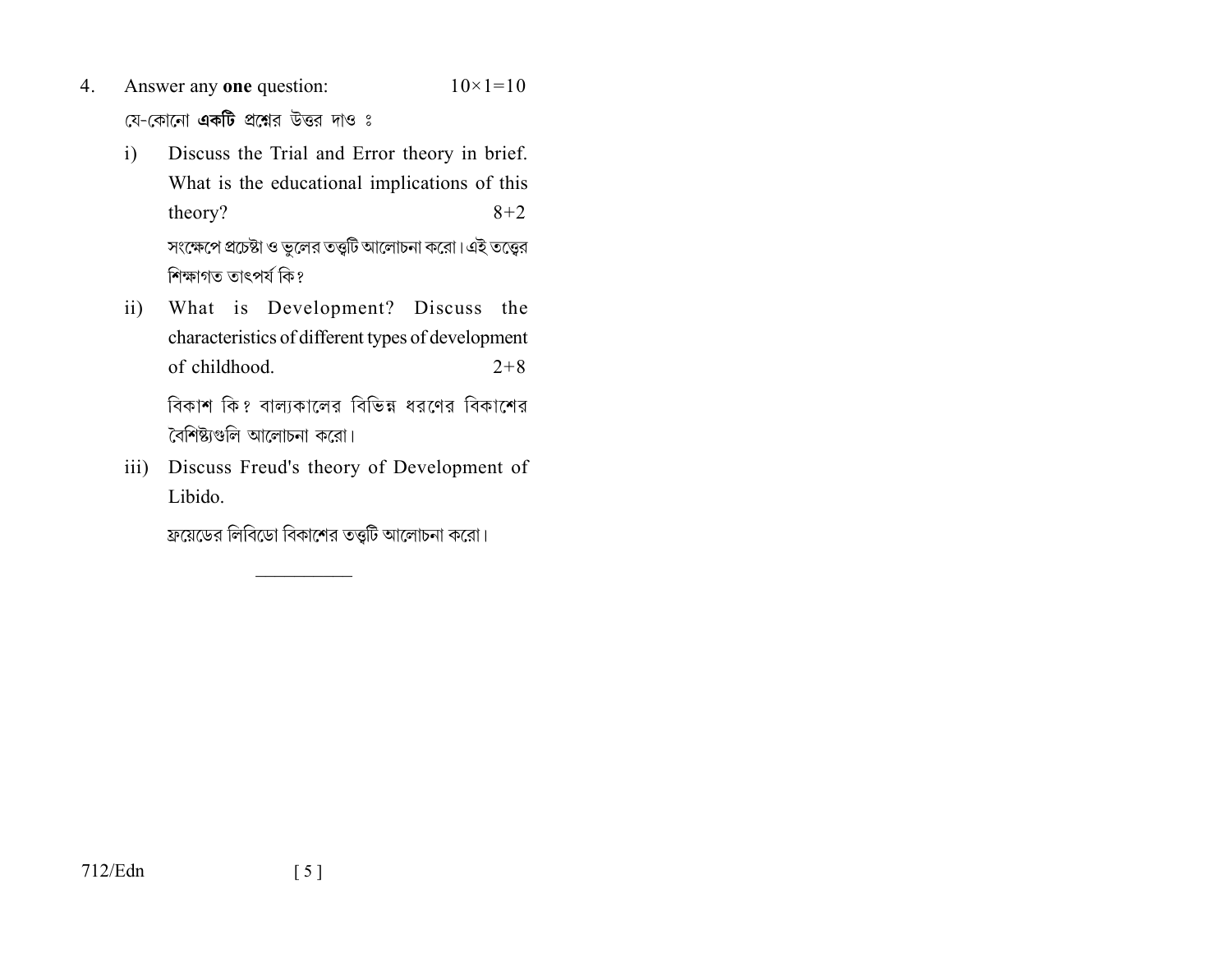4. Answer any **one** question: 10×1=10

যে-কোনো **একটি** প্রশ্নের উত্তর দাও ঃ

i) Discuss the Trial and Error theory in brief. What is the educational implications of this theory? 8+2

সংক্ষেপে প্রচেষ্টা ও ভুলের তত্ত্বটি আলোচনা করো। এই তত্ত্বের শিক্ষাগত তাৎপর্য কি?

ii) What is Development? Discuss the characteristics of different types of development of childhood. 2+8

বিকাশ কি? বাল্যকালের বিভিন্ন ধরণের বিকাশের বৈশিষ্ট্যগুলি আলোচনা করো।

iii) Discuss Freud's theory of Development of Libido.

ফ্রয়েডের লিবিডো বিকাশের তত্ত্বটি আলোচনা করো।

---